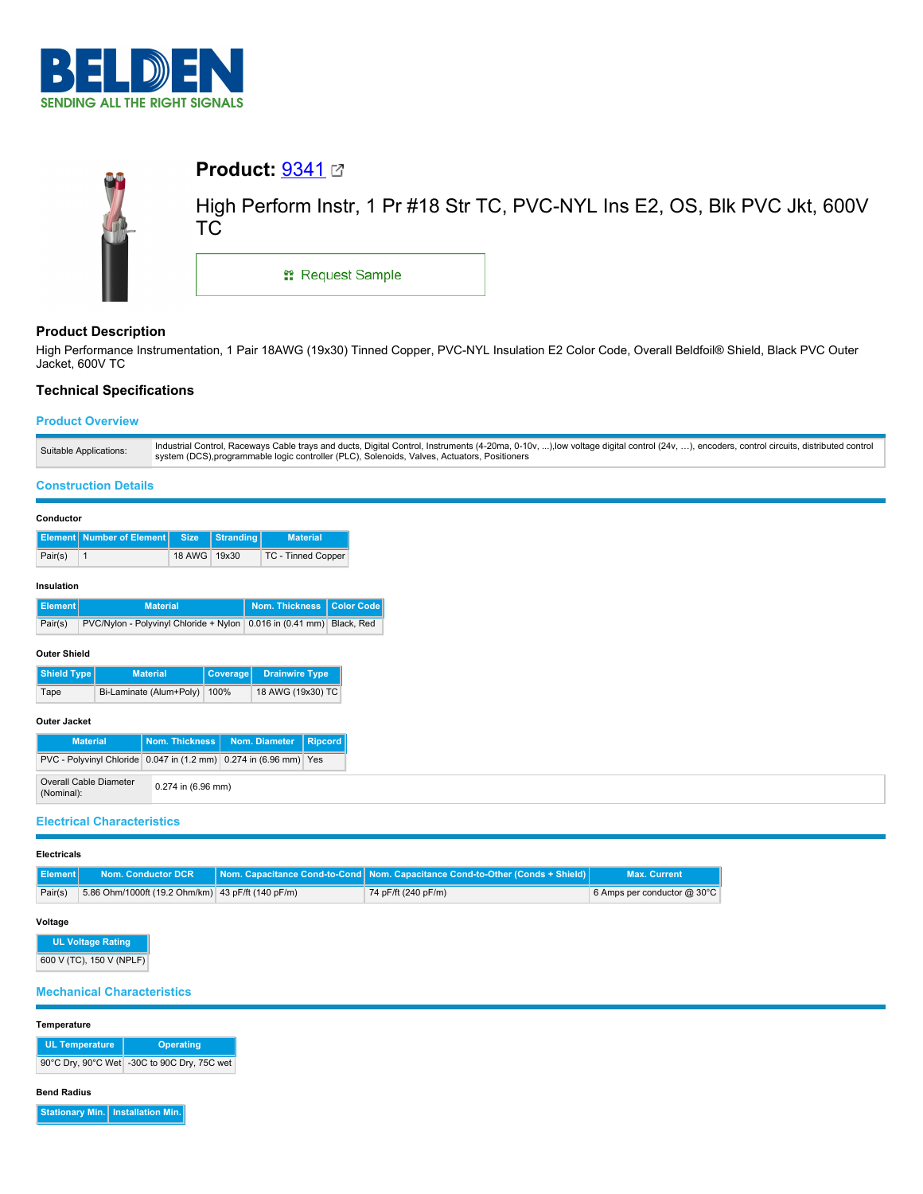BELDEN

SENDING ALL THE RIGHT SIGNALS

# Product: 9341

High Perform Instr, 1 Pr #18 Str TC, PVC-NYL Ins E2, OS, Blk PVC Jkt, 600V TC

Request Sample

## Product Description

High Performance Instrumentation, 1 Pair 18AWG (19x30) Tinned Copper, PVC-NYL Insulation E2 Color Code, Overall Beldfoil® Shield, Black PVC Outer Jacket, 600V TC

## Technical Specifications

### Product Overview

| | |
|---|---|
| Suitable Applications: | Industrial Control, Raceways Cable trays and ducts, Digital Control, Instruments (4-20ma, 0-10v, ...),low voltage digital control (24v, …), encoders, control circuits, distributed control system (DCS),programmable logic controller (PLC), Solenoids, Valves, Actuators, Positioners |

### Construction Details

**Conductor**

| Element | Number of Element | Size | Stranding | Material |
|---|---|---|---|---|
| Pair(s) | 1 | 18 AWG | 19x30 | TC - Tinned Copper |

**Insulation**

| Element | Material | Nom. Thickness | Color Code |
|---|---|---|---|
| Pair(s) | PVC/Nylon - Polyvinyl Chloride + Nylon | 0.016 in (0.41 mm) | Black, Red |

**Outer Shield**

| Shield Type | Material | Coverage | Drainwire Type |
|---|---|---|---|
| Tape | Bi-Laminate (Alum+Poly) | 100% | 18 AWG (19x30) TC |

**Outer Jacket**

| Material | Nom. Thickness | Nom. Diameter | Ripcord |
|---|---|---|---|
| PVC - Polyvinyl Chloride | 0.047 in (1.2 mm) | 0.274 in (6.96 mm) | Yes |

| | |
|---|---|
| Overall Cable Diameter (Nominal): | 0.274 in (6.96 mm) |

### Electrical Characteristics

**Electricals**

| Element | Nom. Conductor DCR | Nom. Capacitance Cond-to-Cond | Nom. Capacitance Cond-to-Other (Conds + Shield) | Max. Current |
|---|---|---|---|---|
| Pair(s) | 5.86 Ohm/1000ft (19.2 Ohm/km) | 43 pF/ft (140 pF/m) | 74 pF/ft (240 pF/m) | 6 Amps per conductor @ 30°C |

**Voltage**

| UL Voltage Rating |
|---|
| 600 V (TC), 150 V (NPLF) |

### Mechanical Characteristics

**Temperature**

| UL Temperature | Operating |
|---|---|
| 90°C Dry, 90°C Wet | -30C to 90C Dry, 75C wet |

**Bend Radius**

| Stationary Min. | Installation Min. |
|---|---|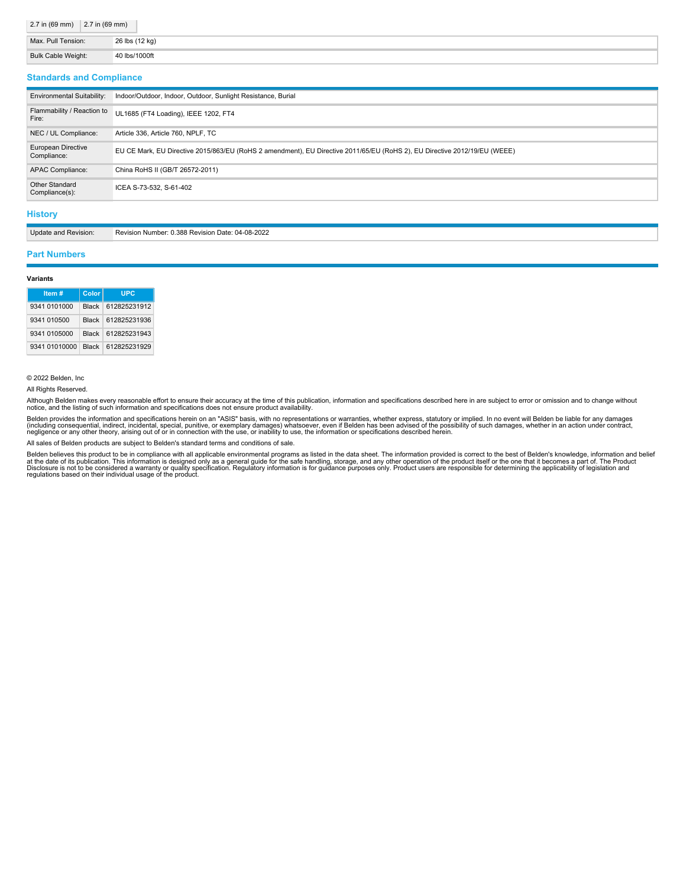| | |
|---|---|
| 2.7 in (69 mm) | 2.7 in (69 mm) |

| | |
|---|---|
| Max. Pull Tension: | 26 lbs (12 kg) |
| Bulk Cable Weight: | 40 lbs/1000ft |

## Standards and Compliance

| | |
|---|---|
| Environmental Suitability: | Indoor/Outdoor, Indoor, Outdoor, Sunlight Resistance, Burial |
| Flammability / Reaction to Fire: | UL1685 (FT4 Loading), IEEE 1202, FT4 |
| NEC / UL Compliance: | Article 336, Article 760, NPLF, TC |
| European Directive Compliance: | EU CE Mark, EU Directive 2015/863/EU (RoHS 2 amendment), EU Directive 2011/65/EU (RoHS 2), EU Directive 2012/19/EU (WEEE) |
| APAC Compliance: | China RoHS II (GB/T 26572-2011) |
| Other Standard Compliance(s): | ICEA S-73-532, S-61-402 |

## History

| | |
|---|---|
| Update and Revision: | Revision Number: 0.388 Revision Date: 04-08-2022 |

## Part Numbers

**Variants**

| Item # | Color | UPC |
|---|---|---|
| 9341 0101000 | Black | 612825231912 |
| 9341 010500 | Black | 612825231936 |
| 9341 0105000 | Black | 612825231943 |
| 9341 01010000 | Black | 612825231929 |

© 2022 Belden, Inc

All Rights Reserved.

Although Belden makes every reasonable effort to ensure their accuracy at the time of this publication, information and specifications described here in are subject to error or omission and to change without notice, and the listing of such information and specifications does not ensure product availability.

Belden provides the information and specifications herein on an "ASIS" basis, with no representations or warranties, whether express, statutory or implied. In no event will Belden be liable for any damages (including consequential, indirect, incidental, special, punitive, or exemplary damages) whatsoever, even if Belden has been advised of the possibility of such damages, whether in an action under contract, negligence or any other theory, arising out of or in connection with the use, or inability to use, the information or specifications described herein.

All sales of Belden products are subject to Belden's standard terms and conditions of sale.

Belden believes this product to be in compliance with all applicable environmental programs as listed in the data sheet. The information provided is correct to the best of Belden's knowledge, information and belief at the date of its publication. This information is designed only as a general guide for the safe handling, storage, and any other operation of the product itself or the one that it becomes a part of. The Product Disclosure is not to be considered a warranty or quality specification. Regulatory information is for guidance purposes only. Product users are responsible for determining the applicability of legislation and regulations based on their individual usage of the product.